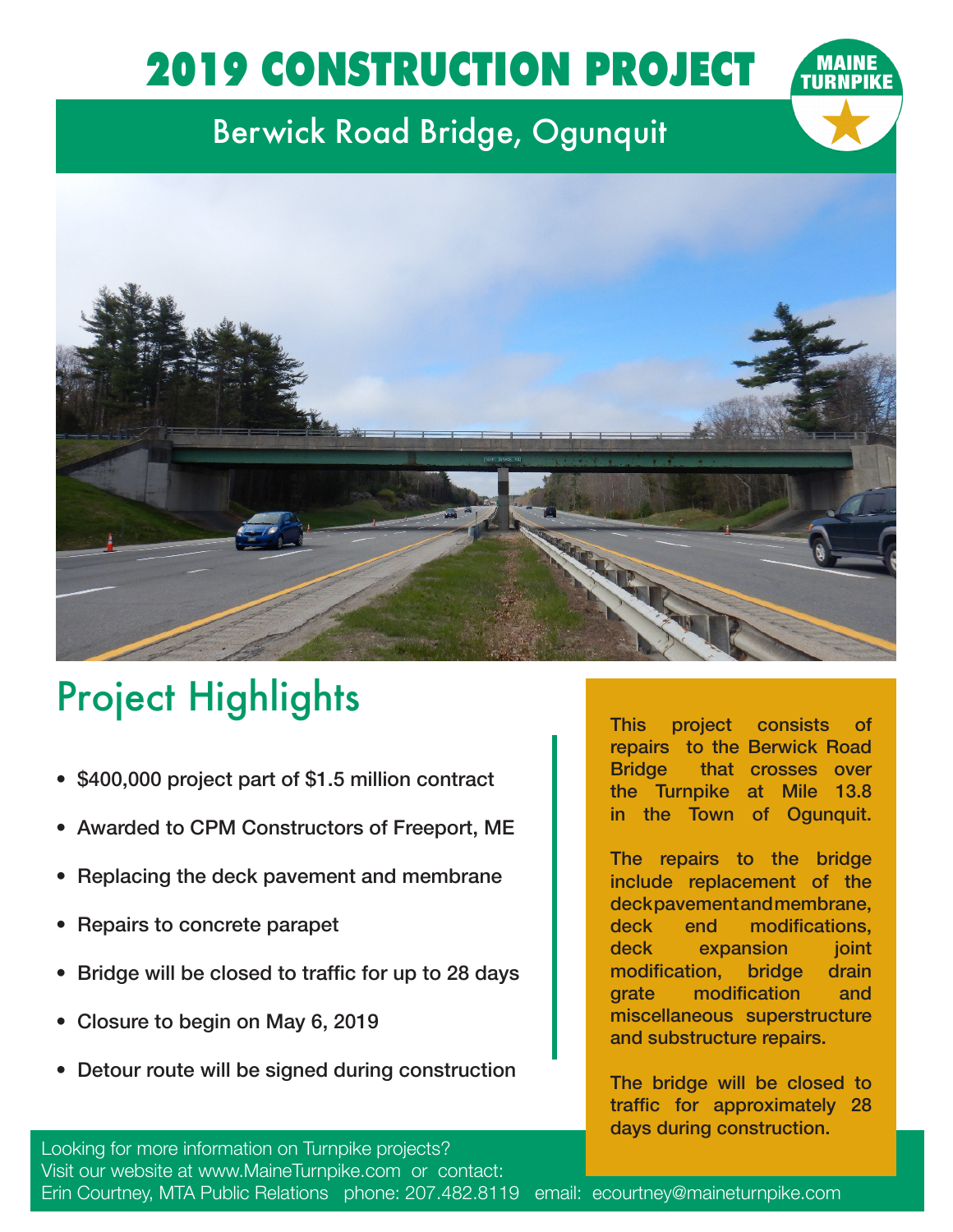# 2019 CONSTRUCTION PROJECT

MAINE TURNPIKE

## Berwick Road Bridge, Ogunquit

## Project Highlights

- $400,000 project part of $1.5 million contract
- Awarded to CPM Constructors of Freeport, ME
- Replacing the deck pavement and membrane
- Repairs to concrete parapet
- Bridge will be closed to traffic for up to 28 days
- Closure to begin on May 6, 2019
- Detour route will be signed during construction

**This project consists of repairs to the Berwick Road Bridge that crosses over the Turnpike at Mile 13.8 in the Town of Ogunquit.**

**The repairs to the bridge include replacement of the deck pavement and membrane, deck end modifications, deck expansion joint modification, bridge drain grate modification and miscellaneous superstructure and substructure repairs.**

**The bridge will be closed to traffic for approximately 28 days during construction.**

Looking for more information on Turnpike projects?
Visit our website at www.MaineTurnpike.com or contact:
Erin Courtney, MTA Public Relations phone: 207.482.8119 email: ecourtney@maineturnpike.com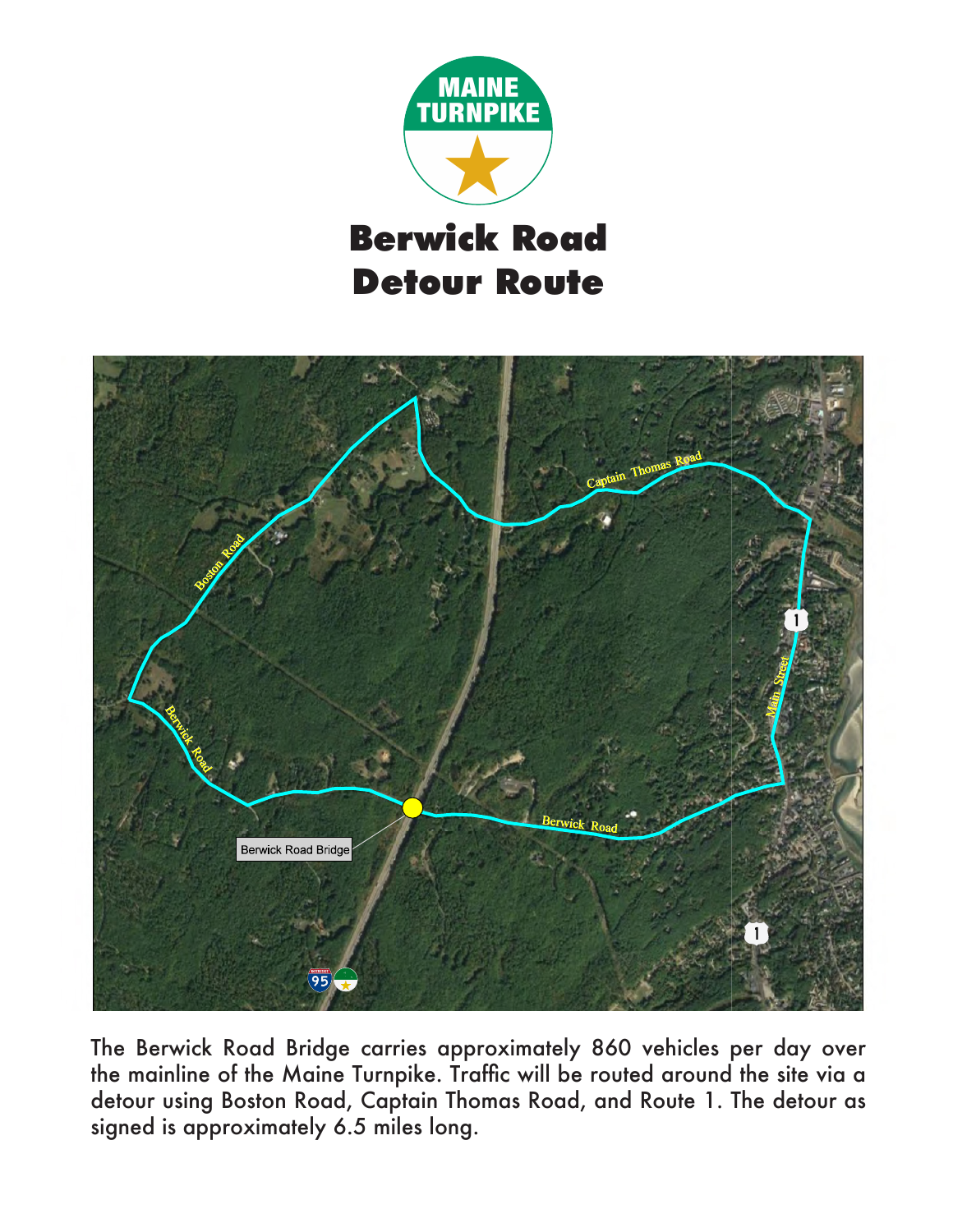MAINE TURNPIKE

# Berwick Road Detour Route

Boston Road

Captain Thomas Road

Berwick Road

Berwick Road

Main Street

1

1

Berwick Road Bridge

95

The Berwick Road Bridge carries approximately 860 vehicles per day over the mainline of the Maine Turnpike. Traffic will be routed around the site via a detour using Boston Road, Captain Thomas Road, and Route 1. The detour as signed is approximately 6.5 miles long.